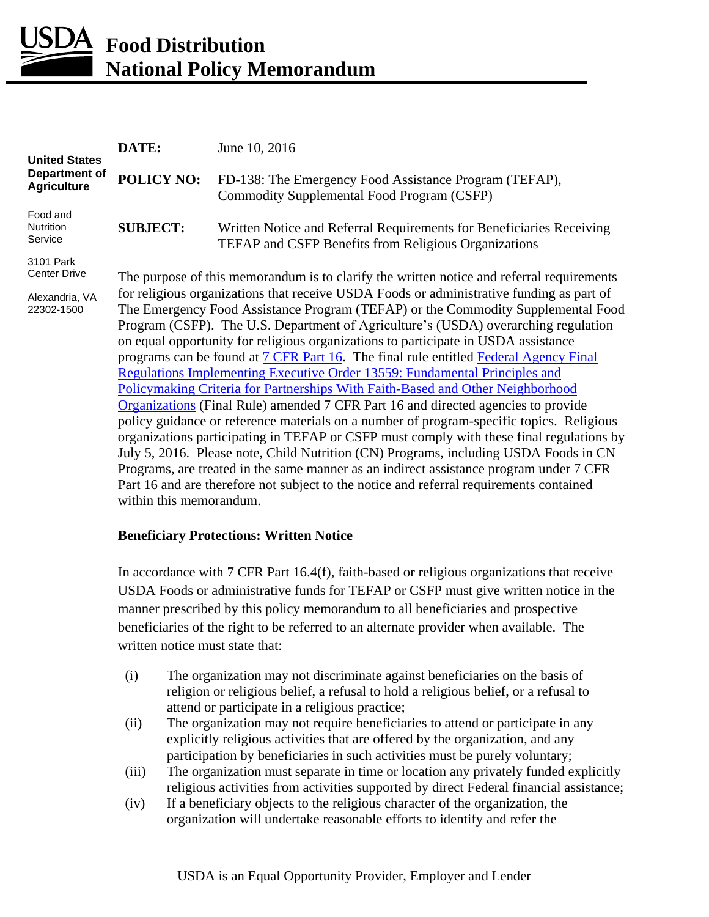# USDA Food Distribution National Policy Memorandum

United States Department of Agriculture

Food and Nutrition Service

3101 Park Center Drive

Alexandria, VA 22302-1500

**DATE:** June 10, 2016

**POLICY NO:** FD-138: The Emergency Food Assistance Program (TEFAP), Commodity Supplemental Food Program (CSFP)

**SUBJECT:** Written Notice and Referral Requirements for Beneficiaries Receiving TEFAP and CSFP Benefits from Religious Organizations

The purpose of this memorandum is to clarify the written notice and referral requirements for religious organizations that receive USDA Foods or administrative funding as part of The Emergency Food Assistance Program (TEFAP) or the Commodity Supplemental Food Program (CSFP). The U.S. Department of Agriculture's (USDA) overarching regulation on equal opportunity for religious organizations to participate in USDA assistance programs can be found at 7 CFR Part 16. The final rule entitled Federal Agency Final Regulations Implementing Executive Order 13559: Fundamental Principles and Policymaking Criteria for Partnerships With Faith-Based and Other Neighborhood Organizations (Final Rule) amended 7 CFR Part 16 and directed agencies to provide policy guidance or reference materials on a number of program-specific topics. Religious organizations participating in TEFAP or CSFP must comply with these final regulations by July 5, 2016. Please note, Child Nutrition (CN) Programs, including USDA Foods in CN Programs, are treated in the same manner as an indirect assistance program under 7 CFR Part 16 and are therefore not subject to the notice and referral requirements contained within this memorandum.

**Beneficiary Protections: Written Notice**

In accordance with 7 CFR Part 16.4(f), faith-based or religious organizations that receive USDA Foods or administrative funds for TEFAP or CSFP must give written notice in the manner prescribed by this policy memorandum to all beneficiaries and prospective beneficiaries of the right to be referred to an alternate provider when available. The written notice must state that:

(i) The organization may not discriminate against beneficiaries on the basis of religion or religious belief, a refusal to hold a religious belief, or a refusal to attend or participate in a religious practice;

(ii) The organization may not require beneficiaries to attend or participate in any explicitly religious activities that are offered by the organization, and any participation by beneficiaries in such activities must be purely voluntary;

(iii) The organization must separate in time or location any privately funded explicitly religious activities from activities supported by direct Federal financial assistance;

(iv) If a beneficiary objects to the religious character of the organization, the organization will undertake reasonable efforts to identify and refer the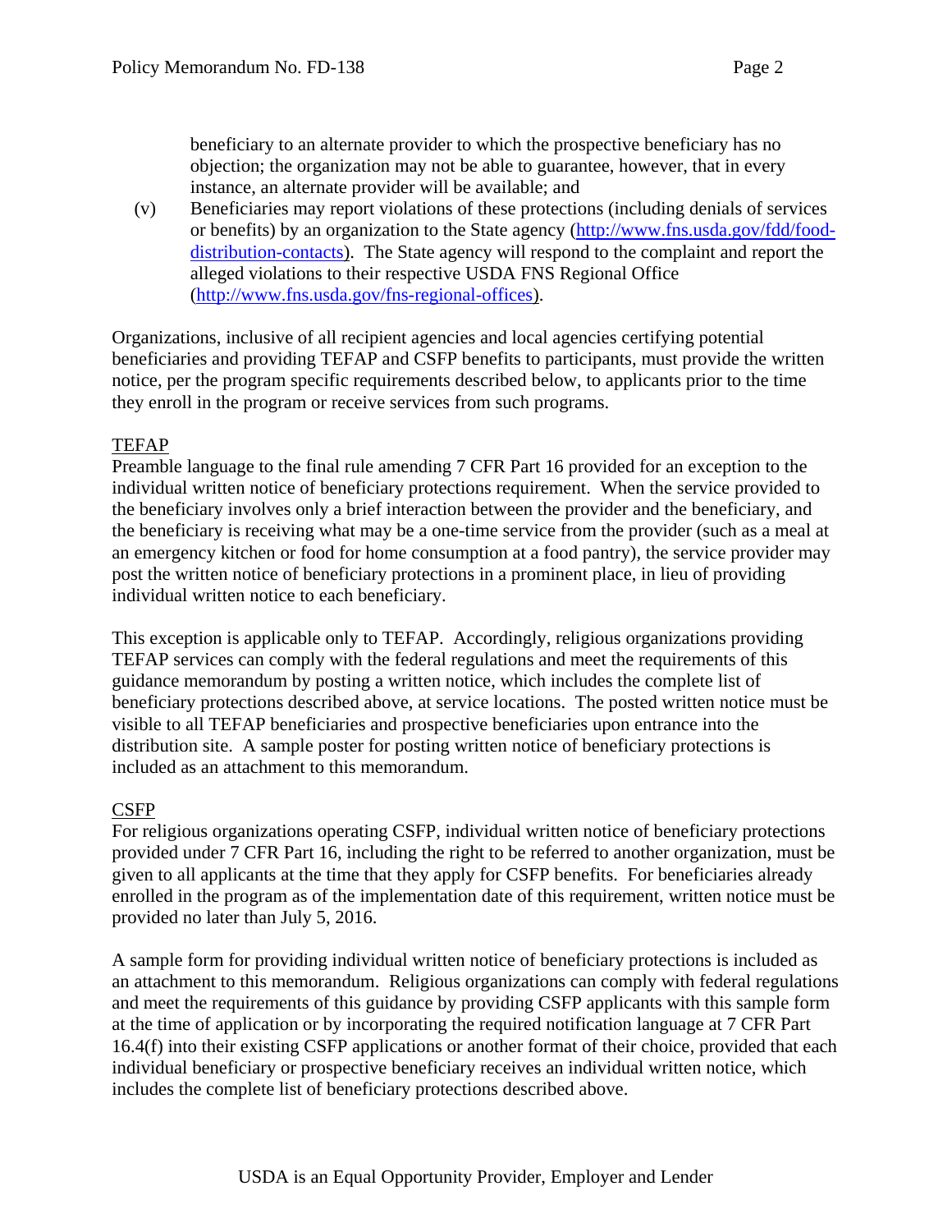beneficiary to an alternate provider to which the prospective beneficiary has no objection; the organization may not be able to guarantee, however, that in every instance, an alternate provider will be available; and

(v) Beneficiaries may report violations of these protections (including denials of services or benefits) by an organization to the State agency (http://www.fns.usda.gov/fdd/food-distribution-contacts). The State agency will respond to the complaint and report the alleged violations to their respective USDA FNS Regional Office (http://www.fns.usda.gov/fns-regional-offices).

Organizations, inclusive of all recipient agencies and local agencies certifying potential beneficiaries and providing TEFAP and CSFP benefits to participants, must provide the written notice, per the program specific requirements described below, to applicants prior to the time they enroll in the program or receive services from such programs.

TEFAP

Preamble language to the final rule amending 7 CFR Part 16 provided for an exception to the individual written notice of beneficiary protections requirement. When the service provided to the beneficiary involves only a brief interaction between the provider and the beneficiary, and the beneficiary is receiving what may be a one-time service from the provider (such as a meal at an emergency kitchen or food for home consumption at a food pantry), the service provider may post the written notice of beneficiary protections in a prominent place, in lieu of providing individual written notice to each beneficiary.

This exception is applicable only to TEFAP. Accordingly, religious organizations providing TEFAP services can comply with the federal regulations and meet the requirements of this guidance memorandum by posting a written notice, which includes the complete list of beneficiary protections described above, at service locations. The posted written notice must be visible to all TEFAP beneficiaries and prospective beneficiaries upon entrance into the distribution site. A sample poster for posting written notice of beneficiary protections is included as an attachment to this memorandum.

CSFP

For religious organizations operating CSFP, individual written notice of beneficiary protections provided under 7 CFR Part 16, including the right to be referred to another organization, must be given to all applicants at the time that they apply for CSFP benefits. For beneficiaries already enrolled in the program as of the implementation date of this requirement, written notice must be provided no later than July 5, 2016.

A sample form for providing individual written notice of beneficiary protections is included as an attachment to this memorandum. Religious organizations can comply with federal regulations and meet the requirements of this guidance by providing CSFP applicants with this sample form at the time of application or by incorporating the required notification language at 7 CFR Part 16.4(f) into their existing CSFP applications or another format of their choice, provided that each individual beneficiary or prospective beneficiary receives an individual written notice, which includes the complete list of beneficiary protections described above.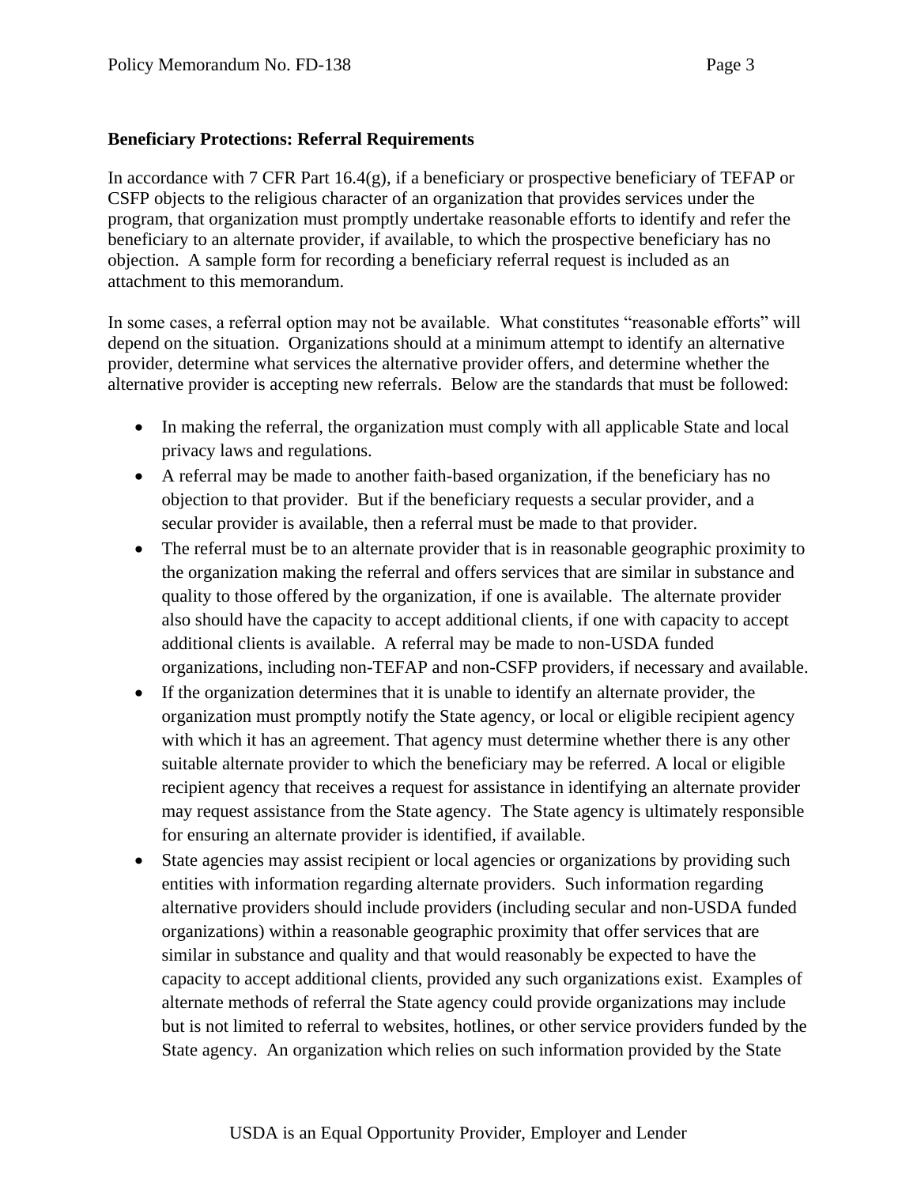**Beneficiary Protections: Referral Requirements**

In accordance with 7 CFR Part 16.4(g), if a beneficiary or prospective beneficiary of TEFAP or CSFP objects to the religious character of an organization that provides services under the program, that organization must promptly undertake reasonable efforts to identify and refer the beneficiary to an alternate provider, if available, to which the prospective beneficiary has no objection. A sample form for recording a beneficiary referral request is included as an attachment to this memorandum.

In some cases, a referral option may not be available. What constitutes "reasonable efforts" will depend on the situation. Organizations should at a minimum attempt to identify an alternative provider, determine what services the alternative provider offers, and determine whether the alternative provider is accepting new referrals. Below are the standards that must be followed:

- In making the referral, the organization must comply with all applicable State and local privacy laws and regulations.
- A referral may be made to another faith-based organization, if the beneficiary has no objection to that provider. But if the beneficiary requests a secular provider, and a secular provider is available, then a referral must be made to that provider.
- The referral must be to an alternate provider that is in reasonable geographic proximity to the organization making the referral and offers services that are similar in substance and quality to those offered by the organization, if one is available. The alternate provider also should have the capacity to accept additional clients, if one with capacity to accept additional clients is available. A referral may be made to non-USDA funded organizations, including non-TEFAP and non-CSFP providers, if necessary and available.
- If the organization determines that it is unable to identify an alternate provider, the organization must promptly notify the State agency, or local or eligible recipient agency with which it has an agreement. That agency must determine whether there is any other suitable alternate provider to which the beneficiary may be referred. A local or eligible recipient agency that receives a request for assistance in identifying an alternate provider may request assistance from the State agency. The State agency is ultimately responsible for ensuring an alternate provider is identified, if available.
- State agencies may assist recipient or local agencies or organizations by providing such entities with information regarding alternate providers. Such information regarding alternative providers should include providers (including secular and non-USDA funded organizations) within a reasonable geographic proximity that offer services that are similar in substance and quality and that would reasonably be expected to have the capacity to accept additional clients, provided any such organizations exist. Examples of alternate methods of referral the State agency could provide organizations may include but is not limited to referral to websites, hotlines, or other service providers funded by the State agency. An organization which relies on such information provided by the State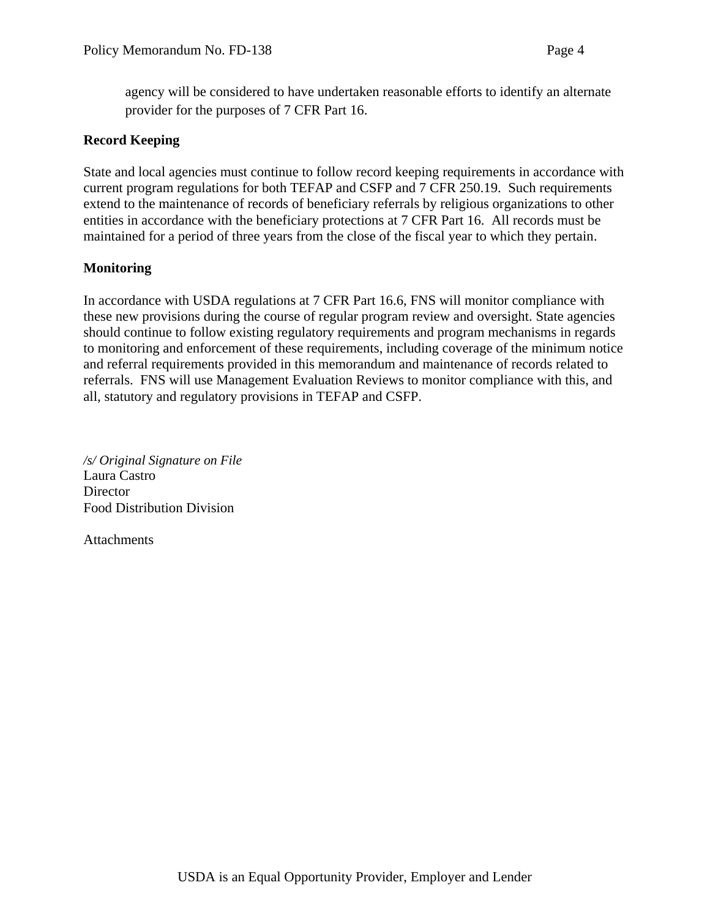agency will be considered to have undertaken reasonable efforts to identify an alternate provider for the purposes of 7 CFR Part 16.

**Record Keeping**

State and local agencies must continue to follow record keeping requirements in accordance with current program regulations for both TEFAP and CSFP and 7 CFR 250.19. Such requirements extend to the maintenance of records of beneficiary referrals by religious organizations to other entities in accordance with the beneficiary protections at 7 CFR Part 16. All records must be maintained for a period of three years from the close of the fiscal year to which they pertain.

**Monitoring**

In accordance with USDA regulations at 7 CFR Part 16.6, FNS will monitor compliance with these new provisions during the course of regular program review and oversight. State agencies should continue to follow existing regulatory requirements and program mechanisms in regards to monitoring and enforcement of these requirements, including coverage of the minimum notice and referral requirements provided in this memorandum and maintenance of records related to referrals. FNS will use Management Evaluation Reviews to monitor compliance with this, and all, statutory and regulatory provisions in TEFAP and CSFP.

*/s/ Original Signature on File*
Laura Castro
Director
Food Distribution Division

Attachments

USDA is an Equal Opportunity Provider, Employer and Lender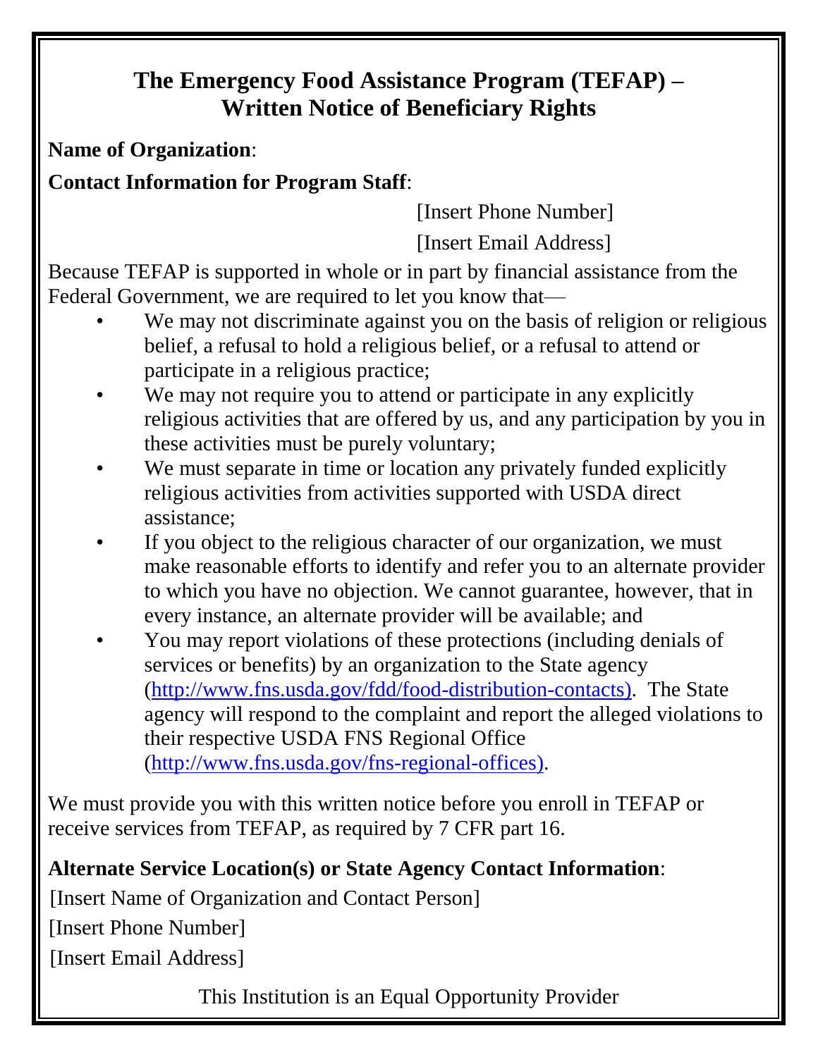# The Emergency Food Assistance Program (TEFAP) – Written Notice of Beneficiary Rights

**Name of Organization**:

**Contact Information for Program Staff**:

[Insert Phone Number]

[Insert Email Address]

Because TEFAP is supported in whole or in part by financial assistance from the Federal Government, we are required to let you know that—

- We may not discriminate against you on the basis of religion or religious belief, a refusal to hold a religious belief, or a refusal to attend or participate in a religious practice;
- We may not require you to attend or participate in any explicitly religious activities that are offered by us, and any participation by you in these activities must be purely voluntary;
- We must separate in time or location any privately funded explicitly religious activities from activities supported with USDA direct assistance;
- If you object to the religious character of our organization, we must make reasonable efforts to identify and refer you to an alternate provider to which you have no objection. We cannot guarantee, however, that in every instance, an alternate provider will be available; and
- You may report violations of these protections (including denials of services or benefits) by an organization to the State agency (http://www.fns.usda.gov/fdd/food-distribution-contacts). The State agency will respond to the complaint and report the alleged violations to their respective USDA FNS Regional Office (http://www.fns.usda.gov/fns-regional-offices).

We must provide you with this written notice before you enroll in TEFAP or receive services from TEFAP, as required by 7 CFR part 16.

**Alternate Service Location(s) or State Agency Contact Information**:

[Insert Name of Organization and Contact Person]

[Insert Phone Number]

[Insert Email Address]

This Institution is an Equal Opportunity Provider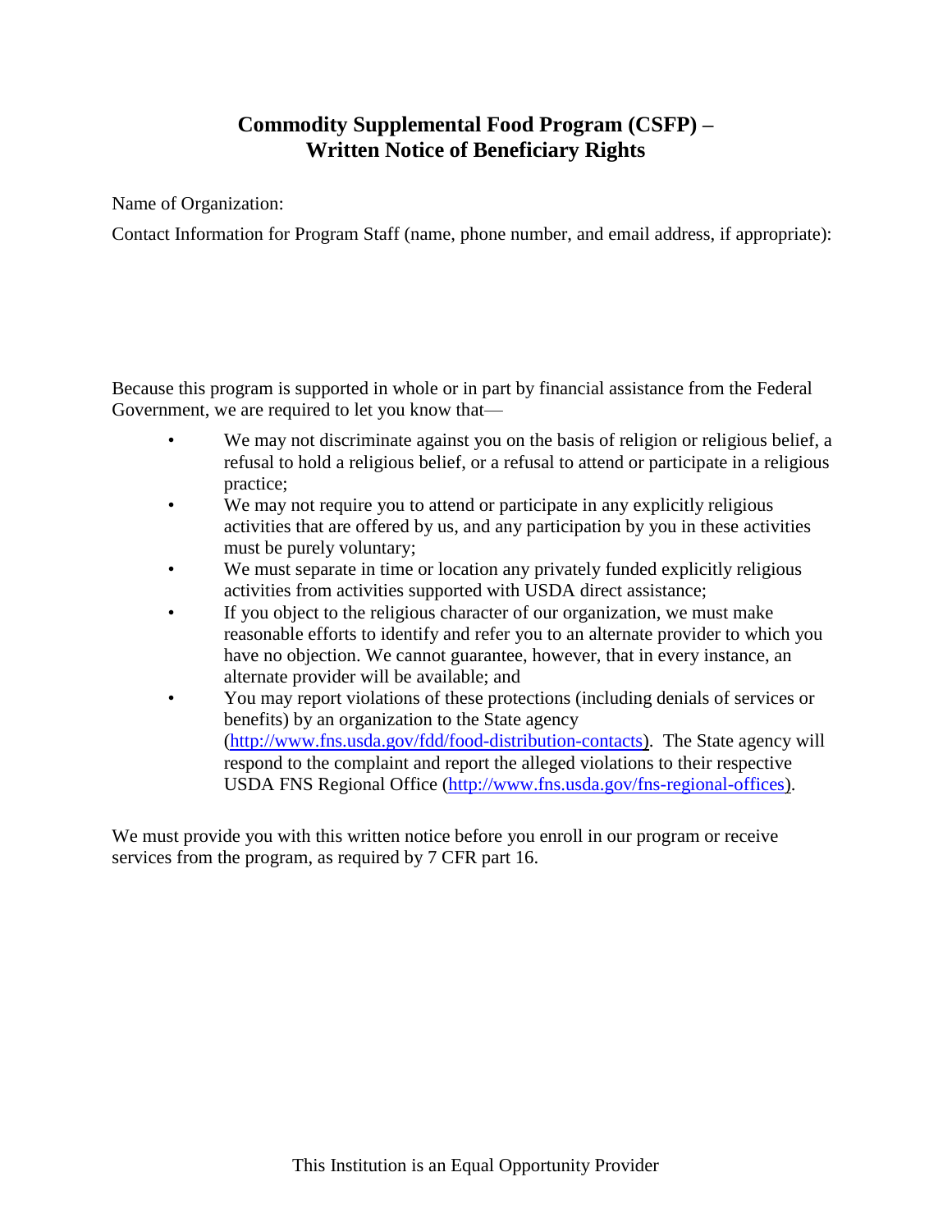# Commodity Supplemental Food Program (CSFP) – Written Notice of Beneficiary Rights

Name of Organization:

Contact Information for Program Staff (name, phone number, and email address, if appropriate):

Because this program is supported in whole or in part by financial assistance from the Federal Government, we are required to let you know that—

- We may not discriminate against you on the basis of religion or religious belief, a refusal to hold a religious belief, or a refusal to attend or participate in a religious practice;
- We may not require you to attend or participate in any explicitly religious activities that are offered by us, and any participation by you in these activities must be purely voluntary;
- We must separate in time or location any privately funded explicitly religious activities from activities supported with USDA direct assistance;
- If you object to the religious character of our organization, we must make reasonable efforts to identify and refer you to an alternate provider to which you have no objection. We cannot guarantee, however, that in every instance, an alternate provider will be available; and
- You may report violations of these protections (including denials of services or benefits) by an organization to the State agency (http://www.fns.usda.gov/fdd/food-distribution-contacts). The State agency will respond to the complaint and report the alleged violations to their respective USDA FNS Regional Office (http://www.fns.usda.gov/fns-regional-offices).

We must provide you with this written notice before you enroll in our program or receive services from the program, as required by 7 CFR part 16.

This Institution is an Equal Opportunity Provider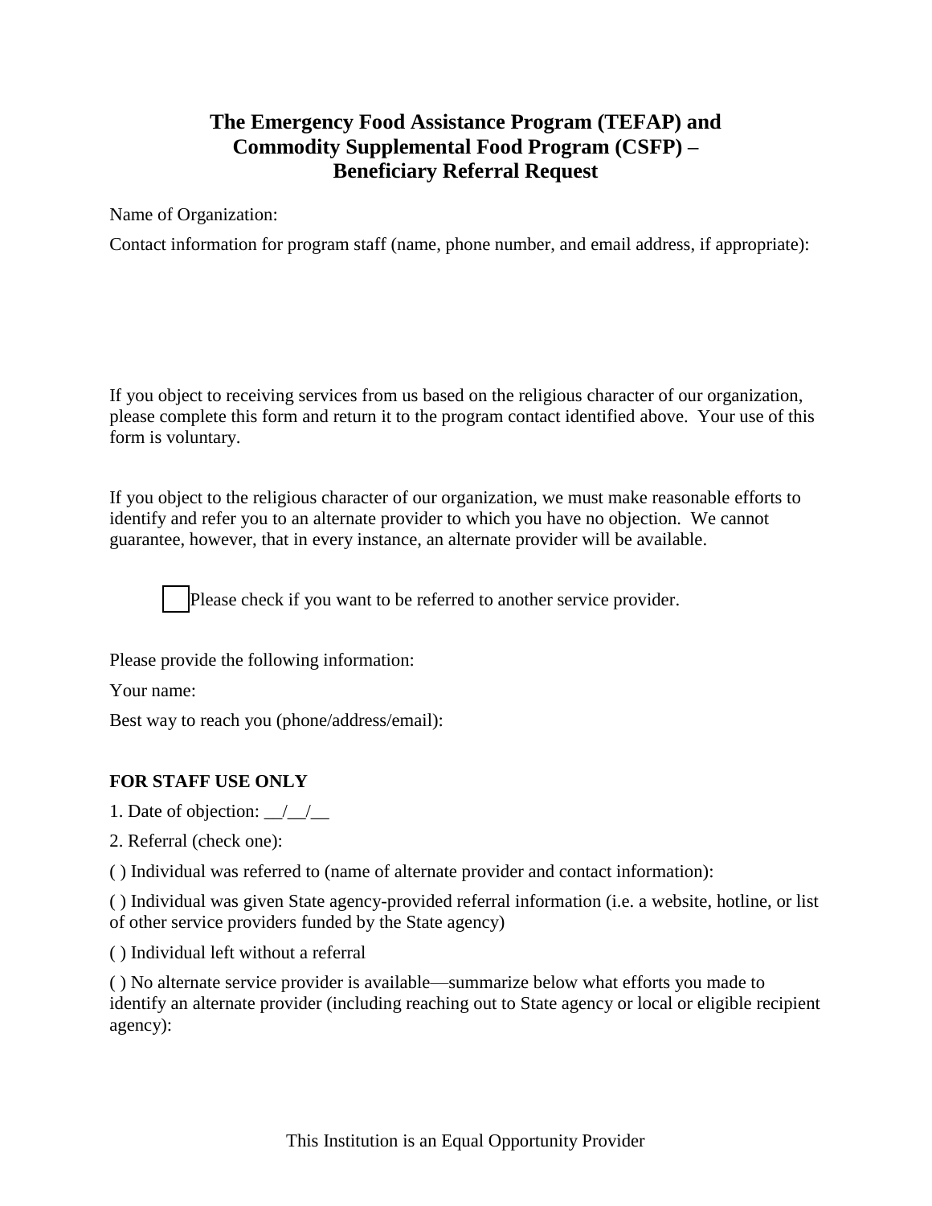# The Emergency Food Assistance Program (TEFAP) and Commodity Supplemental Food Program (CSFP) – Beneficiary Referral Request

Name of Organization:

Contact information for program staff (name, phone number, and email address, if appropriate):

If you object to receiving services from us based on the religious character of our organization, please complete this form and return it to the program contact identified above. Your use of this form is voluntary.

If you object to the religious character of our organization, we must make reasonable efforts to identify and refer you to an alternate provider to which you have no objection. We cannot guarantee, however, that in every instance, an alternate provider will be available.

☐ Please check if you want to be referred to another service provider.

Please provide the following information:

Your name:

Best way to reach you (phone/address/email):

**FOR STAFF USE ONLY**

1. Date of objection: __/__/__

2. Referral (check one):

( ) Individual was referred to (name of alternate provider and contact information):

( ) Individual was given State agency-provided referral information (i.e. a website, hotline, or list of other service providers funded by the State agency)

( ) Individual left without a referral

( ) No alternate service provider is available—summarize below what efforts you made to identify an alternate provider (including reaching out to State agency or local or eligible recipient agency):

This Institution is an Equal Opportunity Provider